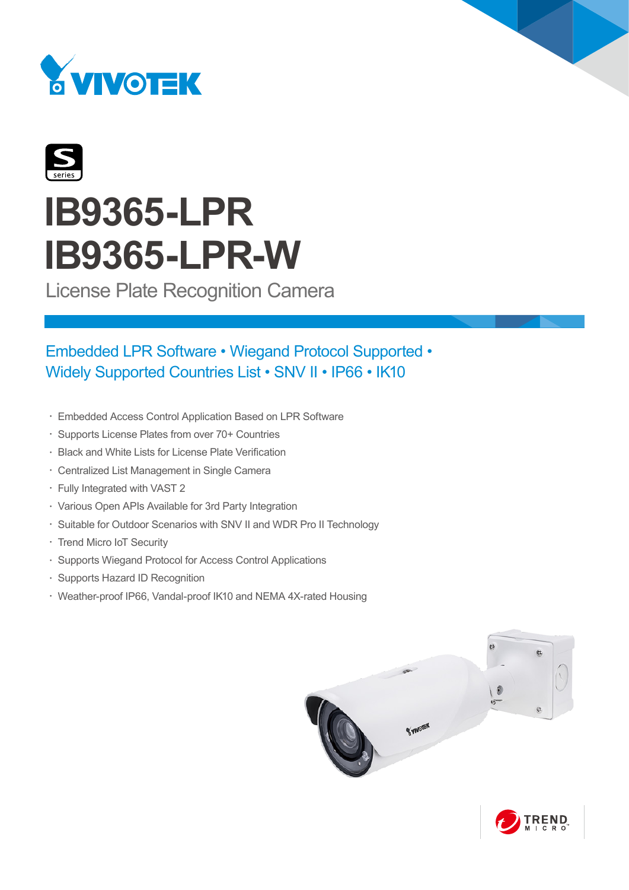# IB9365-LPR
# IB9365-LPR-W

License Plate Recognition Camera

## Embedded LPR Software • Wiegand Protocol Supported • Widely Supported Countries List • SNV II • IP66 • IK10

- Embedded Access Control Application Based on LPR Software
- Supports License Plates from over 70+ Countries
- Black and White Lists for License Plate Verification
- Centralized List Management in Single Camera
- Fully Integrated with VAST 2
- Various Open APIs Available for 3rd Party Integration
- Suitable for Outdoor Scenarios with SNV II and WDR Pro II Technology
- Trend Micro IoT Security
- Supports Wiegand Protocol for Access Control Applications
- Supports Hazard ID Recognition
- Weather-proof IP66, Vandal-proof IK10 and NEMA 4X-rated Housing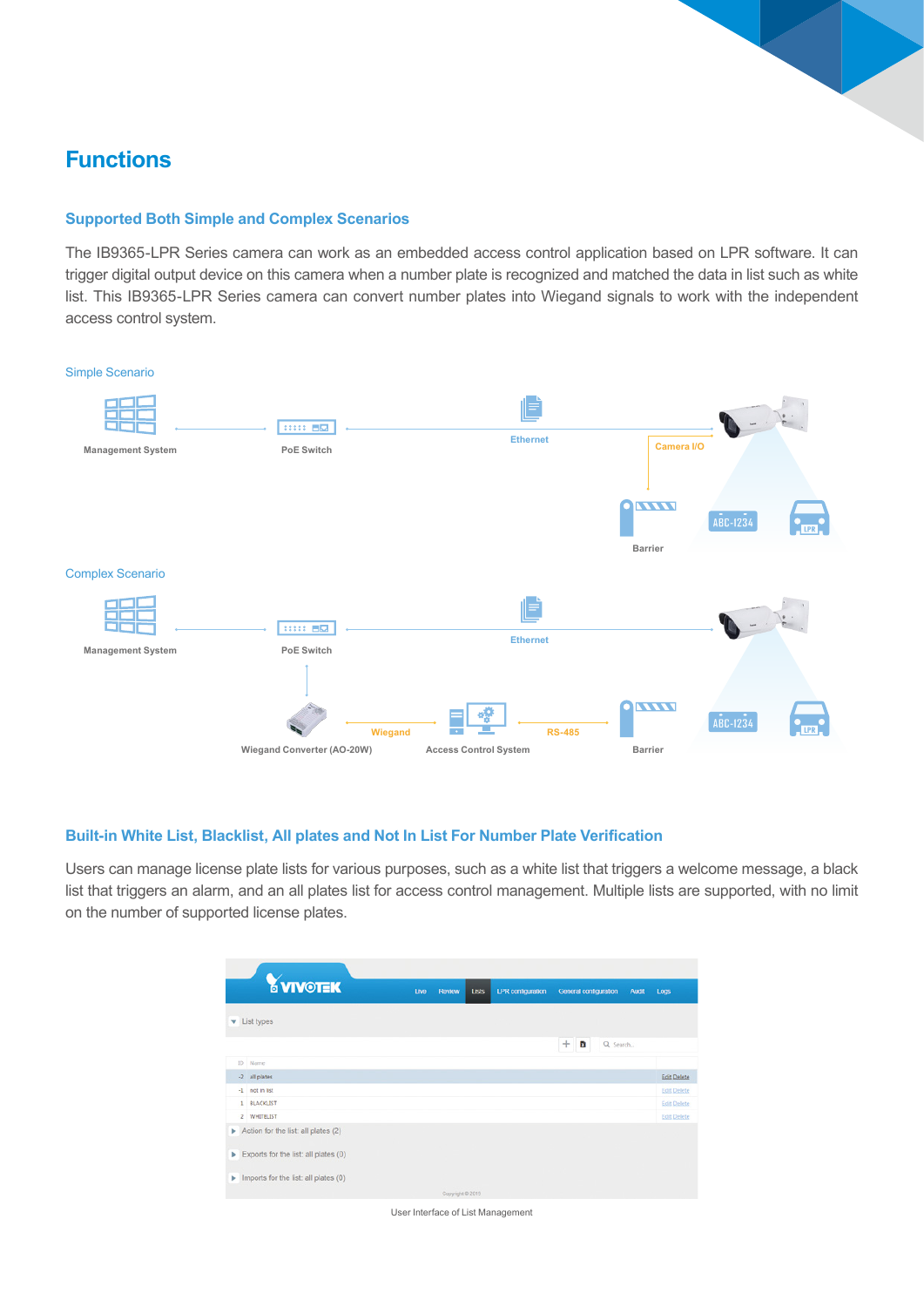# Functions

## Supported Both Simple and Complex Scenarios

The IB9365-LPR Series camera can work as an embedded access control application based on LPR software. It can trigger digital output device on this camera when a number plate is recognized and matched the data in list such as white list. This IB9365-LPR Series camera can convert number plates into Wiegand signals to work with the independent access control system.

Simple Scenario

Management System — PoE Switch — Ethernet — Camera I/O — Barrier — ABC-1234 — LPR

Complex Scenario

Management System — PoE Switch — Ethernet — Wiegand Converter (AO-20W) — Wiegand — Access Control System — RS-485 — Barrier — ABC-1234 — LPR

## Built-in White List, Blacklist, All plates and Not In List For Number Plate Verification

Users can manage license plate lists for various purposes, such as a white list that triggers a welcome message, a black list that triggers an alarm, and an all plates list for access control management. Multiple lists are supported, with no limit on the number of supported license plates.

User Interface of List Management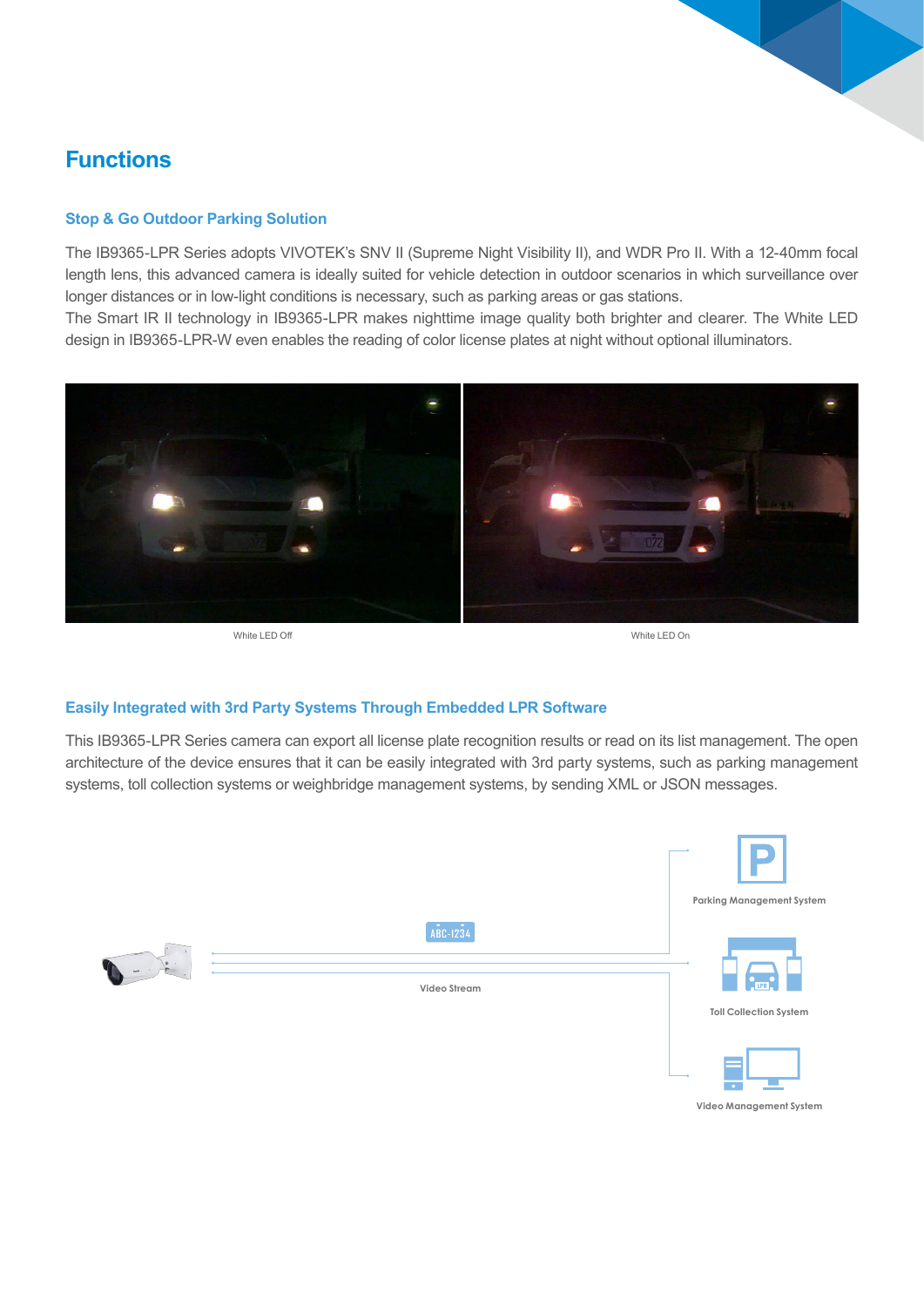# Functions

### Stop & Go Outdoor Parking Solution

The IB9365-LPR Series adopts VIVOTEK's SNV II (Supreme Night Visibility II), and WDR Pro II. With a 12-40mm focal length lens, this advanced camera is ideally suited for vehicle detection in outdoor scenarios in which surveillance over longer distances or in low-light conditions is necessary, such as parking areas or gas stations.
The Smart IR II technology in IB9365-LPR makes nighttime image quality both brighter and clearer. The White LED design in IB9365-LPR-W even enables the reading of color license plates at night without optional illuminators.

White LED Off

White LED On

### Easily Integrated with 3rd Party Systems Through Embedded LPR Software

This IB9365-LPR Series camera can export all license plate recognition results or read on its list management. The open architecture of the device ensures that it can be easily integrated with 3rd party systems, such as parking management systems, toll collection systems or weighbridge management systems, by sending XML or JSON messages.

ABC-1234

Video Stream

Parking Management System

Toll Collection System

Video Management System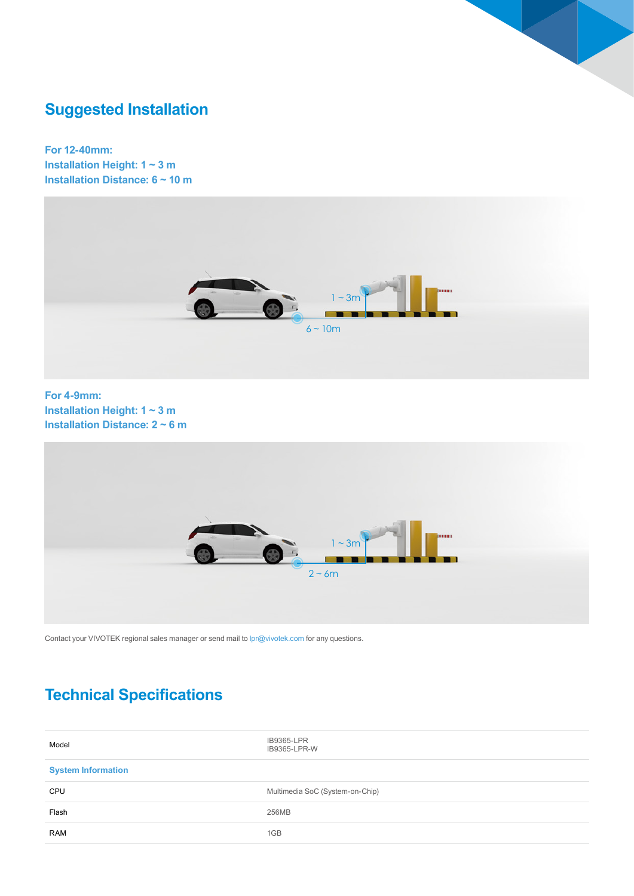## Suggested Installation

**For 12-40mm:**
**Installation Height: 1 ~ 3 m**
**Installation Distance: 6 ~ 10 m**

**For 4-9mm:**
**Installation Height: 1 ~ 3 m**
**Installation Distance: 2 ~ 6 m**

Contact your VIVOTEK regional sales manager or send mail to lpr@vivotek.com for any questions.

## Technical Specifications

| Model | IB9365-LPR<br>IB9365-LPR-W |
|---|---|
| **System Information** | |
| CPU | Multimedia SoC (System-on-Chip) |
| Flash | 256MB |
| RAM | 1GB |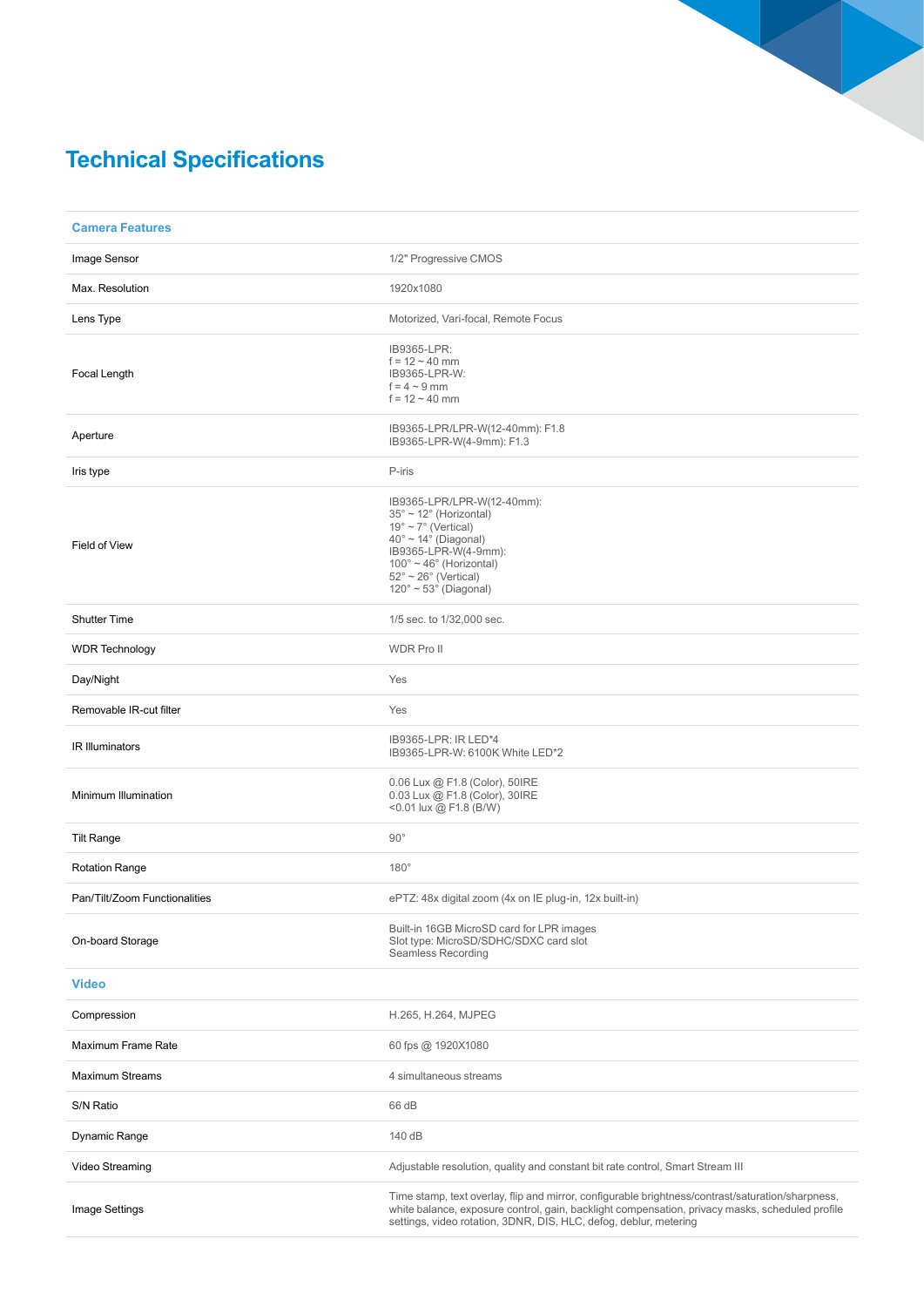# Technical Specifications

| Camera Features | |
|---|---|
| Image Sensor | 1/2" Progressive CMOS |
| Max. Resolution | 1920x1080 |
| Lens Type | Motorized, Vari-focal, Remote Focus |
| Focal Length | IB9365-LPR:<br>f = 12 ~ 40 mm<br>IB9365-LPR-W:<br>f = 4 ~ 9 mm<br>f = 12 ~ 40 mm |
| Aperture | IB9365-LPR/LPR-W(12-40mm): F1.8<br>IB9365-LPR-W(4-9mm): F1.3 |
| Iris type | P-iris |
| Field of View | IB9365-LPR/LPR-W(12-40mm):<br>35° ~ 12° (Horizontal)<br>19° ~ 7° (Vertical)<br>40° ~ 14° (Diagonal)<br>IB9365-LPR-W(4-9mm):<br>100° ~ 46° (Horizontal)<br>52° ~ 26° (Vertical)<br>120° ~ 53° (Diagonal) |
| Shutter Time | 1/5 sec. to 1/32,000 sec. |
| WDR Technology | WDR Pro II |
| Day/Night | Yes |
| Removable IR-cut filter | Yes |
| IR Illuminators | IB9365-LPR: IR LED*4<br>IB9365-LPR-W: 6100K White LED*2 |
| Minimum Illumination | 0.06 Lux @ F1.8 (Color), 50IRE<br>0.03 Lux @ F1.8 (Color), 30IRE<br><0.01 lux @ F1.8 (B/W) |
| Tilt Range | 90° |
| Rotation Range | 180° |
| Pan/Tilt/Zoom Functionalities | ePTZ: 48x digital zoom (4x on IE plug-in, 12x built-in) |
| On-board Storage | Built-in 16GB MicroSD card for LPR images<br>Slot type: MicroSD/SDHC/SDXC card slot<br>Seamless Recording |
| **Video** | |
| Compression | H.265, H.264, MJPEG |
| Maximum Frame Rate | 60 fps @ 1920X1080 |
| Maximum Streams | 4 simultaneous streams |
| S/N Ratio | 66 dB |
| Dynamic Range | 140 dB |
| Video Streaming | Adjustable resolution, quality and constant bit rate control, Smart Stream III |
| Image Settings | Time stamp, text overlay, flip and mirror, configurable brightness/contrast/saturation/sharpness, white balance, exposure control, gain, backlight compensation, privacy masks, scheduled profile settings, video rotation, 3DNR, DIS, HLC, defog, deblur, metering |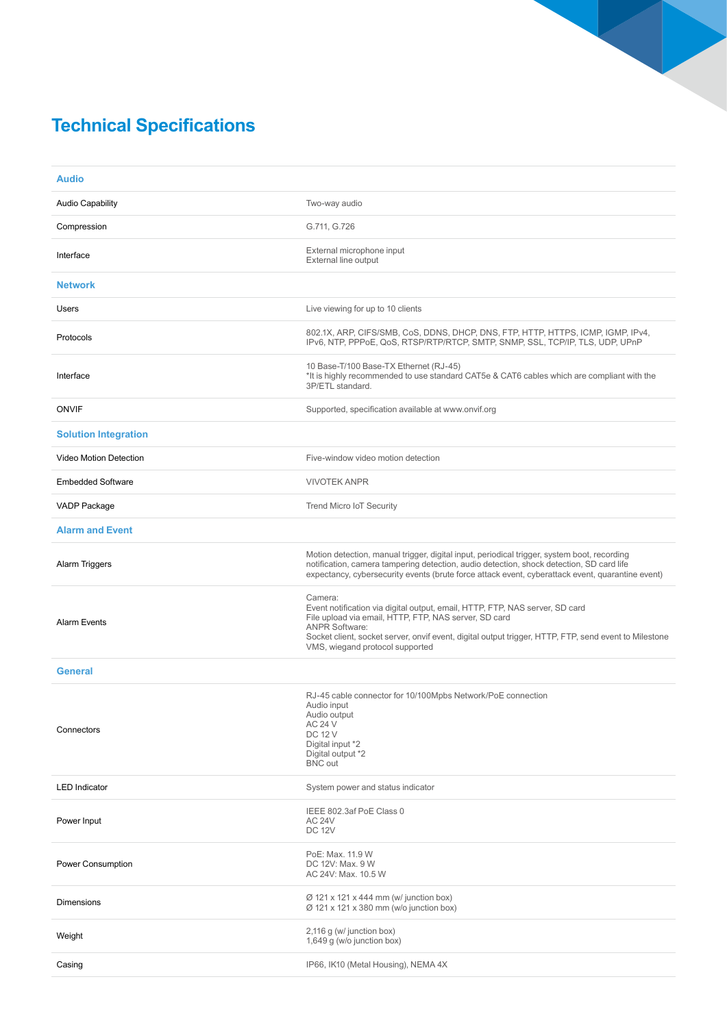## Technical Specifications

| | |
|---|---|
| **Audio** | |
| Audio Capability | Two-way audio |
| Compression | G.711, G.726 |
| Interface | External microphone input<br>External line output |
| **Network** | |
| Users | Live viewing for up to 10 clients |
| Protocols | 802.1X, ARP, CIFS/SMB, CoS, DDNS, DHCP, DNS, FTP, HTTP, HTTPS, ICMP, IGMP, IPv4, IPv6, NTP, PPPoE, QoS, RTSP/RTP/RTCP, SMTP, SNMP, SSL, TCP/IP, TLS, UDP, UPnP |
| Interface | 10 Base-T/100 Base-TX Ethernet (RJ-45)<br>*It is highly recommended to use standard CAT5e & CAT6 cables which are compliant with the 3P/ETL standard. |
| ONVIF | Supported, specification available at www.onvif.org |
| **Solution Integration** | |
| Video Motion Detection | Five-window video motion detection |
| Embedded Software | VIVOTEK ANPR |
| VADP Package | Trend Micro IoT Security |
| **Alarm and Event** | |
| Alarm Triggers | Motion detection, manual trigger, digital input, periodical trigger, system boot, recording notification, camera tampering detection, audio detection, shock detection, SD card life expectancy, cybersecurity events (brute force attack event, cyberattack event, quarantine event) |
| Alarm Events | Camera:<br>Event notification via digital output, email, HTTP, FTP, NAS server, SD card<br>File upload via email, HTTP, FTP, NAS server, SD card<br>ANPR Software:<br>Socket client, socket server, onvif event, digital output trigger, HTTP, FTP, send event to Milestone VMS, wiegand protocol supported |
| **General** | |
| Connectors | RJ-45 cable connector for 10/100Mpbs Network/PoE connection<br>Audio input<br>Audio output<br>AC 24 V<br>DC 12 V<br>Digital input *2<br>Digital output *2<br>BNC out |
| LED Indicator | System power and status indicator |
| Power Input | IEEE 802.3af PoE Class 0<br>AC 24V<br>DC 12V |
| Power Consumption | PoE: Max. 11.9 W<br>DC 12V: Max. 9 W<br>AC 24V: Max. 10.5 W |
| Dimensions | Ø 121 x 121 x 444 mm (w/ junction box)<br>Ø 121 x 121 x 380 mm (w/o junction box) |
| Weight | 2,116 g (w/ junction box)<br>1,649 g (w/o junction box) |
| Casing | IP66, IK10 (Metal Housing), NEMA 4X |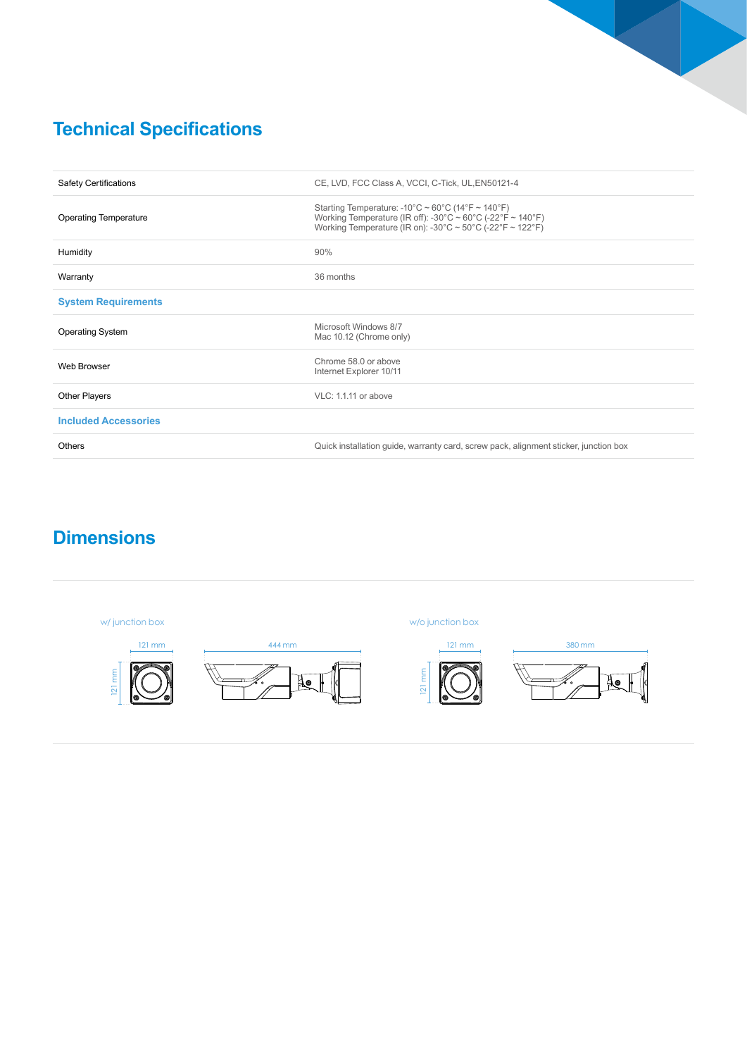## Technical Specifications

| | |
|---|---|
| Safety Certifications | CE, LVD, FCC Class A, VCCI, C-Tick, UL,EN50121-4 |
| Operating Temperature | Starting Temperature: -10°C ~ 60°C (14°F ~ 140°F)<br>Working Temperature (IR off): -30°C ~ 60°C (-22°F ~ 140°F)<br>Working Temperature (IR on): -30°C ~ 50°C (-22°F ~ 122°F) |
| Humidity | 90% |
| Warranty | 36 months |
| **System Requirements** | |
| Operating System | Microsoft Windows 8/7<br>Mac 10.12 (Chrome only) |
| Web Browser | Chrome 58.0 or above<br>Internet Explorer 10/11 |
| Other Players | VLC: 1.1.11 or above |
| **Included Accessories** | |
| Others | Quick installation guide, warranty card, screw pack, alignment sticker, junction box |

## Dimensions

w/ junction box

121 mm, 121 mm, 444 mm

w/o junction box

121 mm, 121 mm, 380 mm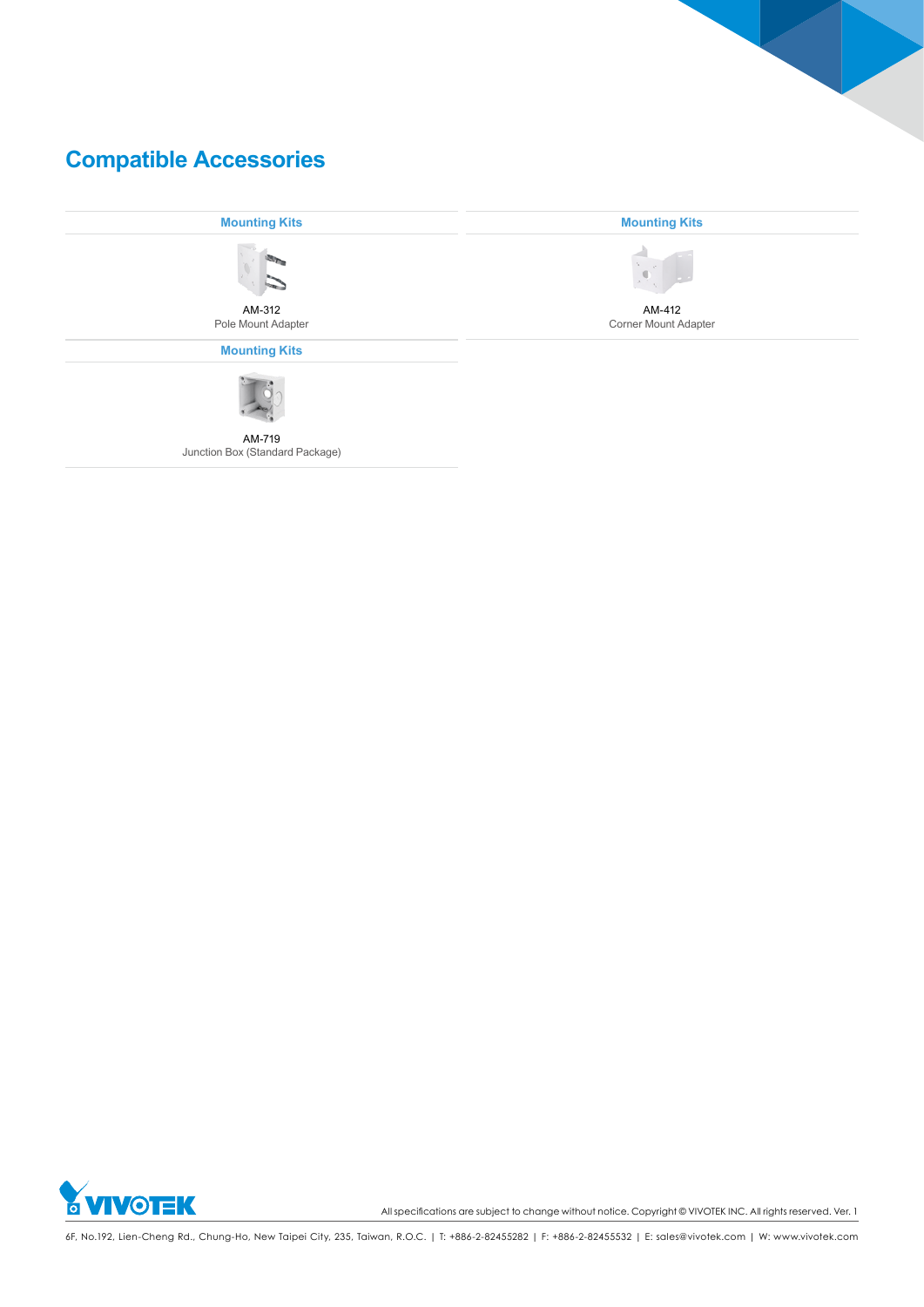## Compatible Accessories

| Mounting Kits | Mounting Kits |
|---|---|
| AM-312<br>Pole Mount Adapter | AM-412<br>Corner Mount Adapter |

| Mounting Kits |
|---|
| AM-719<br>Junction Box (Standard Package) |

All specifications are subject to change without notice. Copyright © VIVOTEK INC. All rights reserved. Ver. 1

6F, No.192, Lien-Cheng Rd., Chung-Ho, New Taipei City, 235, Taiwan, R.O.C. | T: +886-2-82455282 | F: +886-2-82455532 | E: sales@vivotek.com | W: www.vivotek.com